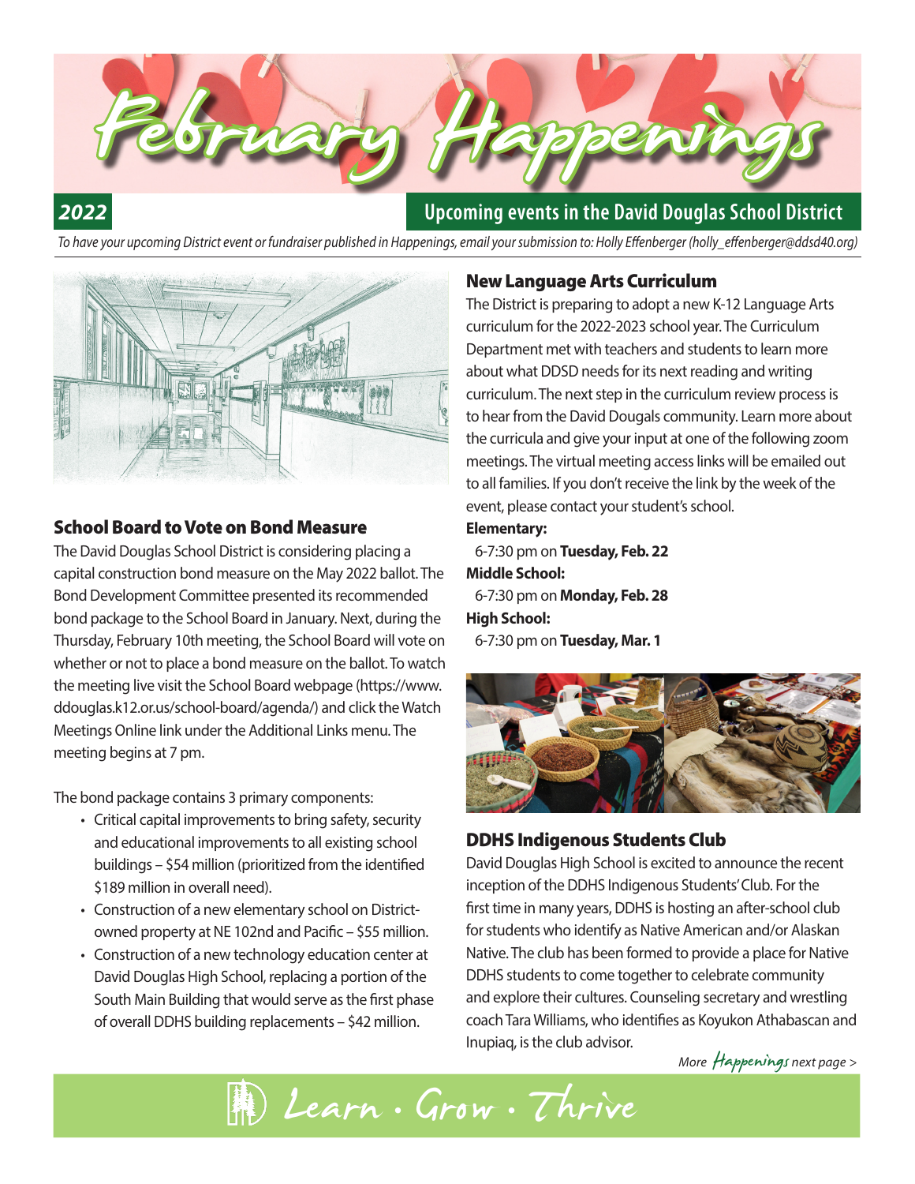# February Happenings

**2022** — Upcoming events in the David Douglas School District

*To have your upcoming District event or fundraiser published in Happenings, email your submission to: Holly Effenberger (holly_effenberger@ddsd40.org)*

## School Board to Vote on Bond Measure

The David Douglas School District is considering placing a capital construction bond measure on the May 2022 ballot. The Bond Development Committee presented its recommended bond package to the School Board in January. Next, during the Thursday, February 10th meeting, the School Board will vote on whether or not to place a bond measure on the ballot. To watch the meeting live visit the School Board webpage (https://www.ddouglas.k12.or.us/school-board/agenda/) and click the Watch Meetings Online link under the Additional Links menu. The meeting begins at 7 pm.

The bond package contains 3 primary components:

- Critical capital improvements to bring safety, security and educational improvements to all existing school buildings – $54 million (prioritized from the identified $189 million in overall need).
- Construction of a new elementary school on District-owned property at NE 102nd and Pacific – $55 million.
- Construction of a new technology education center at David Douglas High School, replacing a portion of the South Main Building that would serve as the first phase of overall DDHS building replacements – $42 million.

## New Language Arts Curriculum

The District is preparing to adopt a new K-12 Language Arts curriculum for the 2022-2023 school year. The Curriculum Department met with teachers and students to learn more about what DDSD needs for its next reading and writing curriculum. The next step in the curriculum review process is to hear from the David Dougals community. Learn more about the curricula and give your input at one of the following zoom meetings. The virtual meeting access links will be emailed out to all families. If you don't receive the link by the week of the event, please contact your student's school.

**Elementary:**
6-7:30 pm on **Tuesday, Feb. 22**

**Middle School:**
6-7:30 pm on **Monday, Feb. 28**

**High School:**
6-7:30 pm on **Tuesday, Mar. 1**

## DDHS Indigenous Students Club

David Douglas High School is excited to announce the recent inception of the DDHS Indigenous Students' Club. For the first time in many years, DDHS is hosting an after-school club for students who identify as Native American and/or Alaskan Native. The club has been formed to provide a place for Native DDHS students to come together to celebrate community and explore their cultures. Counseling secretary and wrestling coach Tara Williams, who identifies as Koyukon Athabascan and Inupiaq, is the club advisor.

*More Happenings next page >*

Learn · Grow · Thrive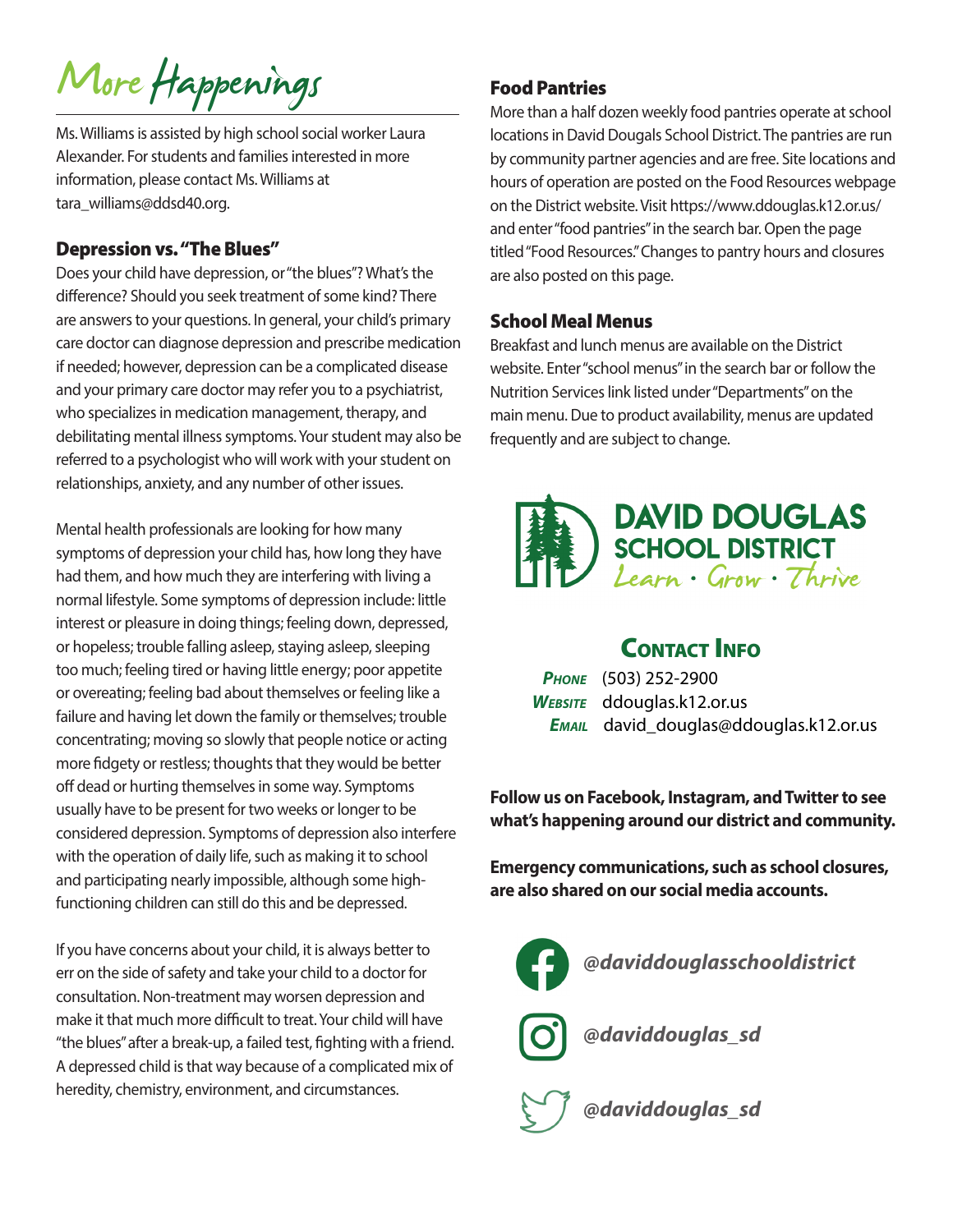# More Happenings

Ms. Williams is assisted by high school social worker Laura Alexander. For students and families interested in more information, please contact Ms. Williams at tara_williams@ddsd40.org.

### Depression vs. "The Blues"

Does your child have depression, or "the blues"? What's the difference? Should you seek treatment of some kind? There are answers to your questions. In general, your child's primary care doctor can diagnose depression and prescribe medication if needed; however, depression can be a complicated disease and your primary care doctor may refer you to a psychiatrist, who specializes in medication management, therapy, and debilitating mental illness symptoms. Your student may also be referred to a psychologist who will work with your student on relationships, anxiety, and any number of other issues.

Mental health professionals are looking for how many symptoms of depression your child has, how long they have had them, and how much they are interfering with living a normal lifestyle. Some symptoms of depression include: little interest or pleasure in doing things; feeling down, depressed, or hopeless; trouble falling asleep, staying asleep, sleeping too much; feeling tired or having little energy; poor appetite or overeating; feeling bad about themselves or feeling like a failure and having let down the family or themselves; trouble concentrating; moving so slowly that people notice or acting more fidgety or restless; thoughts that they would be better off dead or hurting themselves in some way. Symptoms usually have to be present for two weeks or longer to be considered depression. Symptoms of depression also interfere with the operation of daily life, such as making it to school and participating nearly impossible, although some high-functioning children can still do this and be depressed.

If you have concerns about your child, it is always better to err on the side of safety and take your child to a doctor for consultation. Non-treatment may worsen depression and make it that much more difficult to treat. Your child will have "the blues" after a break-up, a failed test, fighting with a friend. A depressed child is that way because of a complicated mix of heredity, chemistry, environment, and circumstances.

### Food Pantries

More than a half dozen weekly food pantries operate at school locations in David Dougals School District. The pantries are run by community partner agencies and are free. Site locations and hours of operation are posted on the Food Resources webpage on the District website. Visit https://www.ddouglas.k12.or.us/ and enter "food pantries" in the search bar. Open the page titled "Food Resources." Changes to pantry hours and closures are also posted on this page.

### School Meal Menus

Breakfast and lunch menus are available on the District website. Enter "school menus" in the search bar or follow the Nutrition Services link listed under "Departments" on the main menu. Due to product availability, menus are updated frequently and are subject to change.

**DAVID DOUGLAS SCHOOL DISTRICT**
*Learn · Grow · Thrive*

## Contact Info

***Phone*** (503) 252-2900
***Website*** ddouglas.k12.or.us
***Email*** david_douglas@ddouglas.k12.or.us

**Follow us on Facebook, Instagram, and Twitter to see what's happening around our district and community.**

**Emergency communications, such as school closures, are also shared on our social media accounts.**

***@daviddouglasschooldistrict***

***@daviddouglas_sd***

***@daviddouglas_sd***